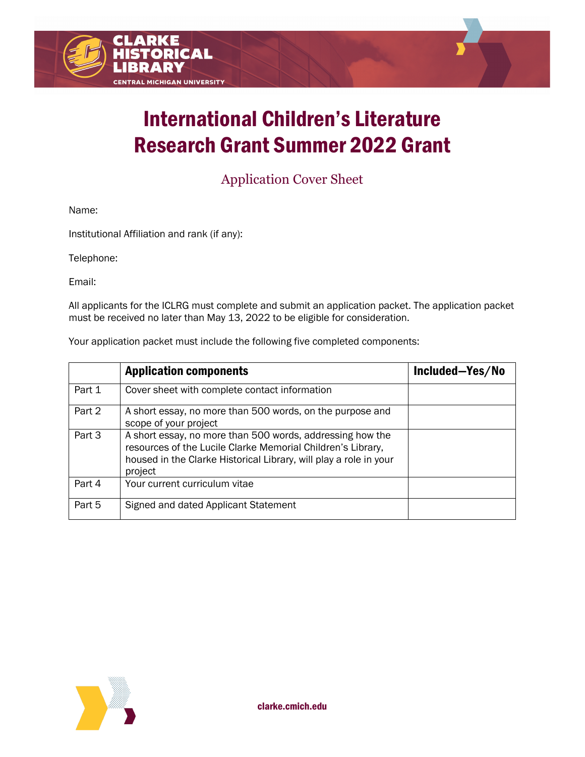# International Children's Literature Research Grant Summer 2022 Grant

## Application Cover Sheet

Name:

Institutional Affiliation and rank (if any):

Telephone:

Email:

All applicants for the ICLRG must complete and submit an application packet. The application packet must be received no later than May 13, 2022 to be eligible for consideration.

Your application packet must include the following five completed components:

| | Application components | Included—Yes/No |
|---|---|---|
| Part 1 | Cover sheet with complete contact information | |
| Part 2 | A short essay, no more than 500 words, on the purpose and scope of your project | |
| Part 3 | A short essay, no more than 500 words, addressing how the resources of the Lucile Clarke Memorial Children's Library, housed in the Clarke Historical Library, will play a role in your project | |
| Part 4 | Your current curriculum vitae | |
| Part 5 | Signed and dated Applicant Statement | |

clarke.cmich.edu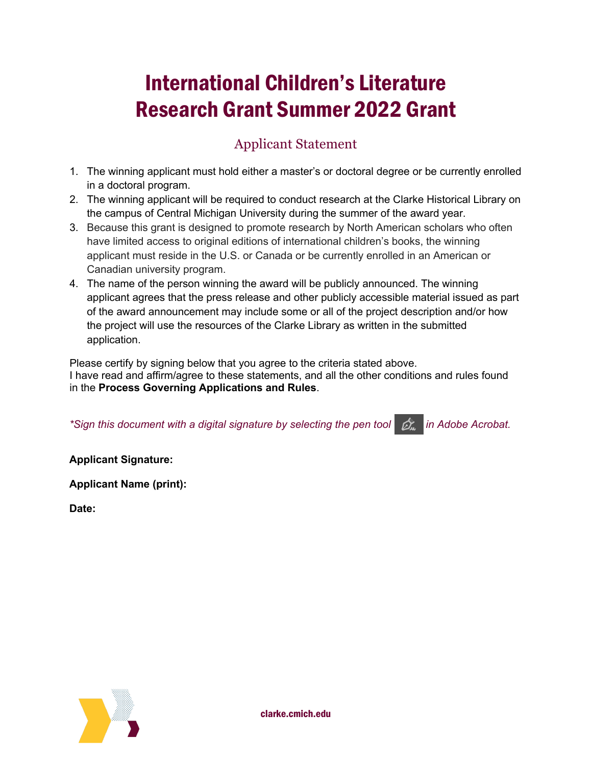# International Children's Literature Research Grant Summer 2022 Grant

## Applicant Statement

1. The winning applicant must hold either a master's or doctoral degree or be currently enrolled in a doctoral program.
2. The winning applicant will be required to conduct research at the Clarke Historical Library on the campus of Central Michigan University during the summer of the award year.
3. Because this grant is designed to promote research by North American scholars who often have limited access to original editions of international children's books, the winning applicant must reside in the U.S. or Canada or be currently enrolled in an American or Canadian university program.
4. The name of the person winning the award will be publicly announced. The winning applicant agrees that the press release and other publicly accessible material issued as part of the award announcement may include some or all of the project description and/or how the project will use the resources of the Clarke Library as written in the submitted application.

Please certify by signing below that you agree to the criteria stated above.
I have read and affirm/agree to these statements, and all the other conditions and rules found in the **Process Governing Applications and Rules**.

*\*Sign this document with a digital signature by selecting the pen tool in Adobe Acrobat.*

**Applicant Signature:**

**Applicant Name (print):**

**Date:**

clarke.cmich.edu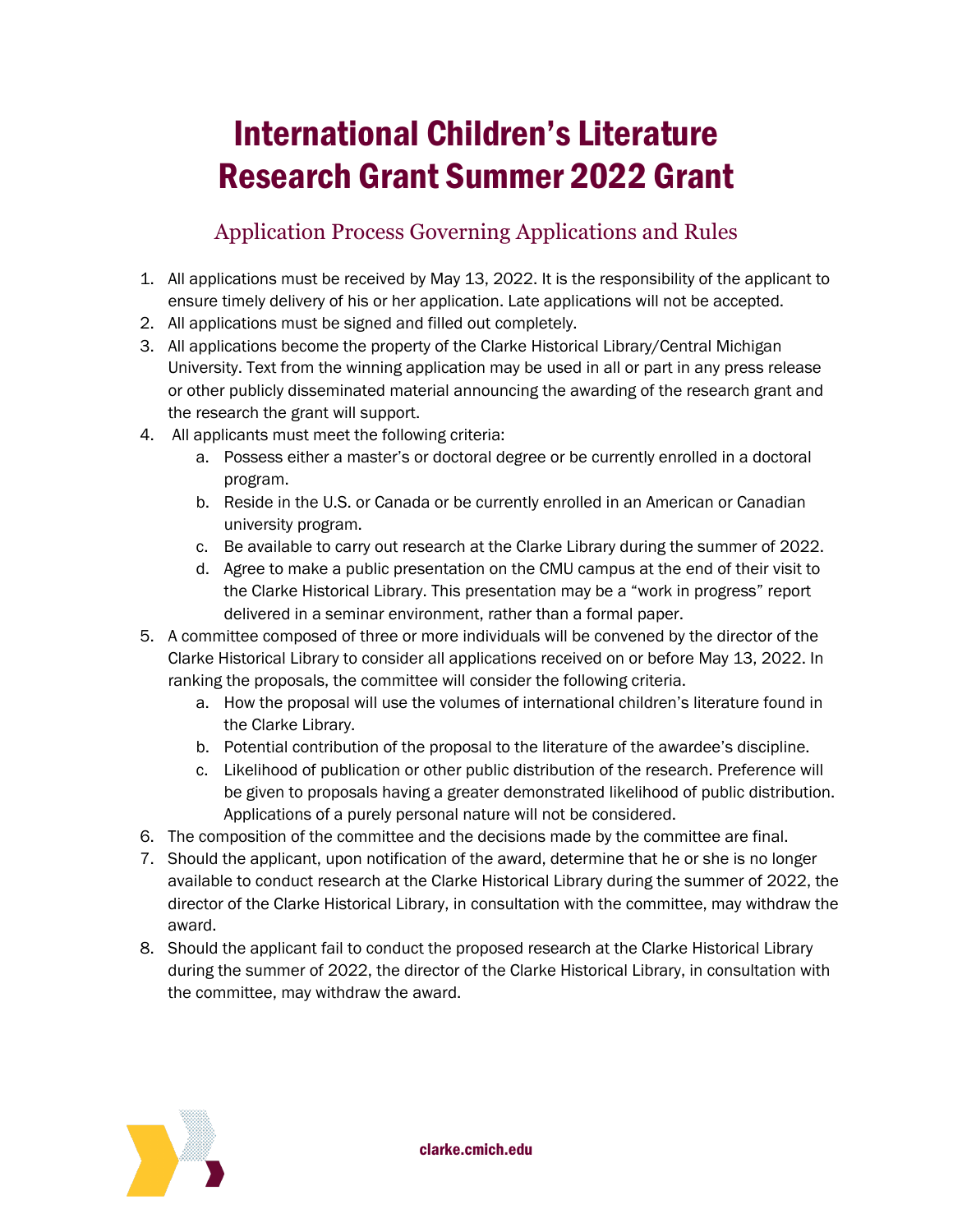# International Children's Literature Research Grant Summer 2022 Grant

## Application Process Governing Applications and Rules

1. All applications must be received by May 13, 2022. It is the responsibility of the applicant to ensure timely delivery of his or her application. Late applications will not be accepted.
2. All applications must be signed and filled out completely.
3. All applications become the property of the Clarke Historical Library/Central Michigan University. Text from the winning application may be used in all or part in any press release or other publicly disseminated material announcing the awarding of the research grant and the research the grant will support.
4. All applicants must meet the following criteria:
   a. Possess either a master's or doctoral degree or be currently enrolled in a doctoral program.
   b. Reside in the U.S. or Canada or be currently enrolled in an American or Canadian university program.
   c. Be available to carry out research at the Clarke Library during the summer of 2022.
   d. Agree to make a public presentation on the CMU campus at the end of their visit to the Clarke Historical Library. This presentation may be a "work in progress" report delivered in a seminar environment, rather than a formal paper.
5. A committee composed of three or more individuals will be convened by the director of the Clarke Historical Library to consider all applications received on or before May 13, 2022. In ranking the proposals, the committee will consider the following criteria.
   a. How the proposal will use the volumes of international children's literature found in the Clarke Library.
   b. Potential contribution of the proposal to the literature of the awardee's discipline.
   c. Likelihood of publication or other public distribution of the research. Preference will be given to proposals having a greater demonstrated likelihood of public distribution. Applications of a purely personal nature will not be considered.
6. The composition of the committee and the decisions made by the committee are final.
7. Should the applicant, upon notification of the award, determine that he or she is no longer available to conduct research at the Clarke Historical Library during the summer of 2022, the director of the Clarke Historical Library, in consultation with the committee, may withdraw the award.
8. Should the applicant fail to conduct the proposed research at the Clarke Historical Library during the summer of 2022, the director of the Clarke Historical Library, in consultation with the committee, may withdraw the award.

clarke.cmich.edu